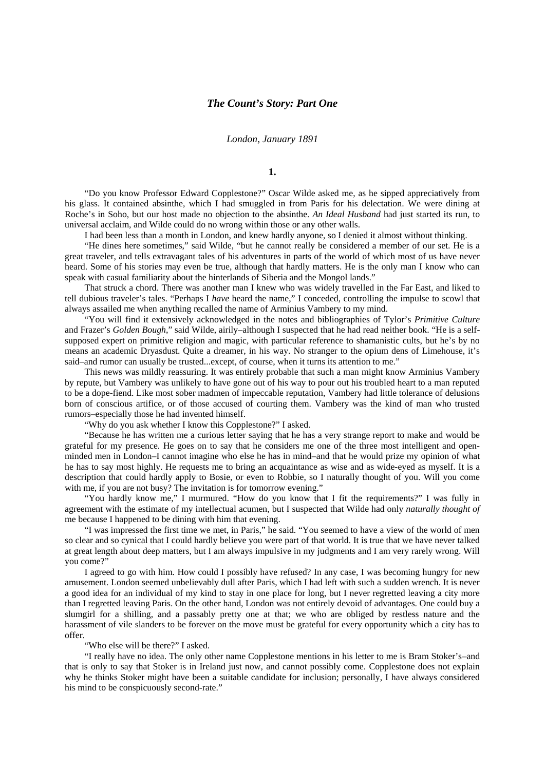## *The Count's Story: Part One*

*London, January 1891*

### 1.

"Do you know Professor Edward Copplestone?" Oscar Wilde asked me, as he sipped appreciatively from his glass. It contained absinthe, which I had smuggled in from Paris for his delectation. We were dining at Roche's in Soho, but our host made no objection to the absinthe. *An Ideal Husband* had just started its run, to universal acclaim, and Wilde could do no wrong within those or any other walls.

I had been less than a month in London, and knew hardly anyone, so I denied it almost without thinking.

"He dines here sometimes," said Wilde, "but he cannot really be considered a member of our set. He is a great traveler, and tells extravagant tales of his adventures in parts of the world of which most of us have never heard. Some of his stories may even be true, although that hardly matters. He is the only man I know who can speak with casual familiarity about the hinterlands of Siberia and the Mongol lands."

That struck a chord. There was another man I knew who was widely travelled in the Far East, and liked to tell dubious traveler's tales. "Perhaps I *have* heard the name," I conceded, controlling the impulse to scowl that always assailed me when anything recalled the name of Arminius Vambery to my mind.

"You will find it extensively acknowledged in the notes and bibliographies of Tylor's *Primitive Culture* and Frazer's *Golden Bough*," said Wilde, airily–although I suspected that he had read neither book. "He is a self-supposed expert on primitive religion and magic, with particular reference to shamanistic cults, but he's by no means an academic Dryasdust. Quite a dreamer, in his way. No stranger to the opium dens of Limehouse, it's said–and rumor can usually be trusted...except, of course, when it turns its attention to me."

This news was mildly reassuring. It was entirely probable that such a man might know Arminius Vambery by repute, but Vambery was unlikely to have gone out of his way to pour out his troubled heart to a man reputed to be a dope-fiend. Like most sober madmen of impeccable reputation, Vambery had little tolerance of delusions born of conscious artifice, or of those accused of courting them. Vambery was the kind of man who trusted rumors–especially those he had invented himself.

"Why do you ask whether I know this Copplestone?" I asked.

"Because he has written me a curious letter saying that he has a very strange report to make and would be grateful for my presence. He goes on to say that he considers me one of the three most intelligent and open-minded men in London–I cannot imagine who else he has in mind–and that he would prize my opinion of what he has to say most highly. He requests me to bring an acquaintance as wise and as wide-eyed as myself. It is a description that could hardly apply to Bosie, or even to Robbie, so I naturally thought of you. Will you come with me, if you are not busy? The invitation is for tomorrow evening."

"You hardly know me," I murmured. "How do you know that I fit the requirements?" I was fully in agreement with the estimate of my intellectual acumen, but I suspected that Wilde had only *naturally thought of* me because I happened to be dining with him that evening.

"I was impressed the first time we met, in Paris," he said. "You seemed to have a view of the world of men so clear and so cynical that I could hardly believe you were part of that world. It is true that we have never talked at great length about deep matters, but I am always impulsive in my judgments and I am very rarely wrong. Will you come?"

I agreed to go with him. How could I possibly have refused? In any case, I was becoming hungry for new amusement. London seemed unbelievably dull after Paris, which I had left with such a sudden wrench. It is never a good idea for an individual of my kind to stay in one place for long, but I never regretted leaving a city more than I regretted leaving Paris. On the other hand, London was not entirely devoid of advantages. One could buy a slumgirl for a shilling, and a passably pretty one at that; we who are obliged by restless nature and the harassment of vile slanders to be forever on the move must be grateful for every opportunity which a city has to offer.

"Who else will be there?" I asked.

"I really have no idea. The only other name Copplestone mentions in his letter to me is Bram Stoker's–and that is only to say that Stoker is in Ireland just now, and cannot possibly come. Copplestone does not explain why he thinks Stoker might have been a suitable candidate for inclusion; personally, I have always considered his mind to be conspicuously second-rate."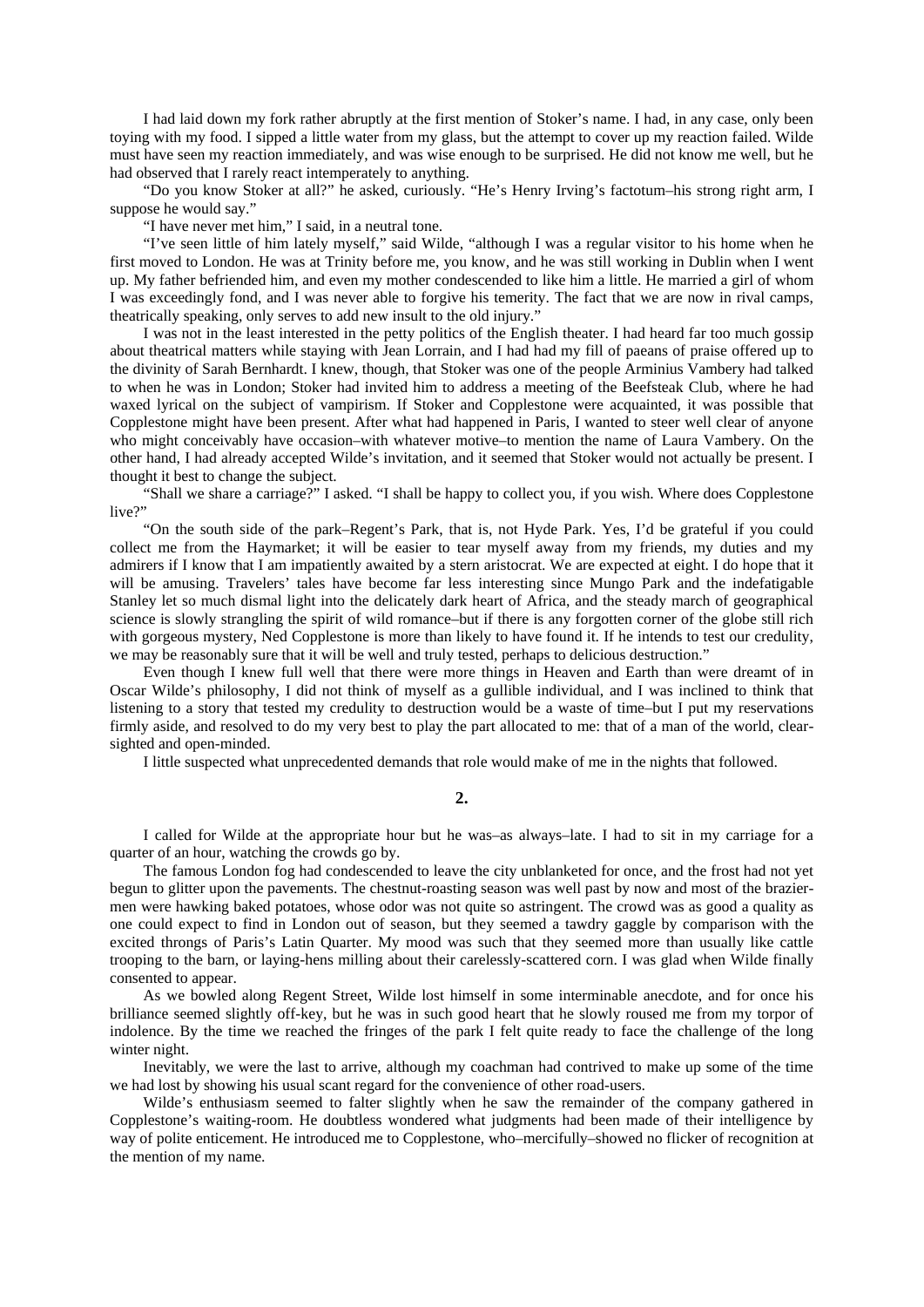I had laid down my fork rather abruptly at the first mention of Stoker's name. I had, in any case, only been toying with my food. I sipped a little water from my glass, but the attempt to cover up my reaction failed. Wilde must have seen my reaction immediately, and was wise enough to be surprised. He did not know me well, but he had observed that I rarely react intemperately to anything.

"Do you know Stoker at all?" he asked, curiously. "He's Henry Irving's factotum–his strong right arm, I suppose he would say."

"I have never met him," I said, in a neutral tone.

"I've seen little of him lately myself," said Wilde, "although I was a regular visitor to his home when he first moved to London. He was at Trinity before me, you know, and he was still working in Dublin when I went up. My father befriended him, and even my mother condescended to like him a little. He married a girl of whom I was exceedingly fond, and I was never able to forgive his temerity. The fact that we are now in rival camps, theatrically speaking, only serves to add new insult to the old injury."

I was not in the least interested in the petty politics of the English theater. I had heard far too much gossip about theatrical matters while staying with Jean Lorrain, and I had had my fill of paeans of praise offered up to the divinity of Sarah Bernhardt. I knew, though, that Stoker was one of the people Arminius Vambery had talked to when he was in London; Stoker had invited him to address a meeting of the Beefsteak Club, where he had waxed lyrical on the subject of vampirism. If Stoker and Copplestone were acquainted, it was possible that Copplestone might have been present. After what had happened in Paris, I wanted to steer well clear of anyone who might conceivably have occasion–with whatever motive–to mention the name of Laura Vambery. On the other hand, I had already accepted Wilde's invitation, and it seemed that Stoker would not actually be present. I thought it best to change the subject.

"Shall we share a carriage?" I asked. "I shall be happy to collect you, if you wish. Where does Copplestone live?"

"On the south side of the park–Regent's Park, that is, not Hyde Park. Yes, I'd be grateful if you could collect me from the Haymarket; it will be easier to tear myself away from my friends, my duties and my admirers if I know that I am impatiently awaited by a stern aristocrat. We are expected at eight. I do hope that it will be amusing. Travelers' tales have become far less interesting since Mungo Park and the indefatigable Stanley let so much dismal light into the delicately dark heart of Africa, and the steady march of geographical science is slowly strangling the spirit of wild romance–but if there is any forgotten corner of the globe still rich with gorgeous mystery, Ned Copplestone is more than likely to have found it. If he intends to test our credulity, we may be reasonably sure that it will be well and truly tested, perhaps to delicious destruction."

Even though I knew full well that there were more things in Heaven and Earth than were dreamt of in Oscar Wilde's philosophy, I did not think of myself as a gullible individual, and I was inclined to think that listening to a story that tested my credulity to destruction would be a waste of time–but I put my reservations firmly aside, and resolved to do my very best to play the part allocated to me: that of a man of the world, clear-sighted and open-minded.

I little suspected what unprecedented demands that role would make of me in the nights that followed.

## 2.

I called for Wilde at the appropriate hour but he was–as always–late. I had to sit in my carriage for a quarter of an hour, watching the crowds go by.

The famous London fog had condescended to leave the city unblanketed for once, and the frost had not yet begun to glitter upon the pavements. The chestnut-roasting season was well past by now and most of the brazier-men were hawking baked potatoes, whose odor was not quite so astringent. The crowd was as good a quality as one could expect to find in London out of season, but they seemed a tawdry gaggle by comparison with the excited throngs of Paris's Latin Quarter. My mood was such that they seemed more than usually like cattle trooping to the barn, or laying-hens milling about their carelessly-scattered corn. I was glad when Wilde finally consented to appear.

As we bowled along Regent Street, Wilde lost himself in some interminable anecdote, and for once his brilliance seemed slightly off-key, but he was in such good heart that he slowly roused me from my torpor of indolence. By the time we reached the fringes of the park I felt quite ready to face the challenge of the long winter night.

Inevitably, we were the last to arrive, although my coachman had contrived to make up some of the time we had lost by showing his usual scant regard for the convenience of other road-users.

Wilde's enthusiasm seemed to falter slightly when he saw the remainder of the company gathered in Copplestone's waiting-room. He doubtless wondered what judgments had been made of their intelligence by way of polite enticement. He introduced me to Copplestone, who–mercifully–showed no flicker of recognition at the mention of my name.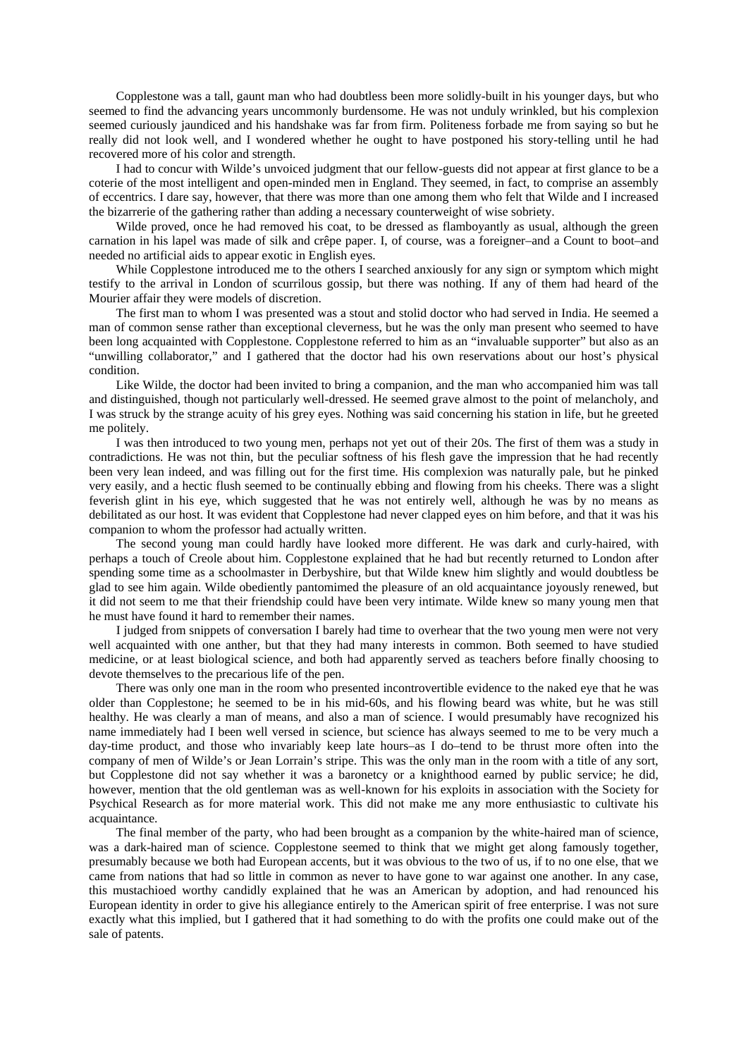Copplestone was a tall, gaunt man who had doubtless been more solidly-built in his younger days, but who seemed to find the advancing years uncommonly burdensome. He was not unduly wrinkled, but his complexion seemed curiously jaundiced and his handshake was far from firm. Politeness forbade me from saying so but he really did not look well, and I wondered whether he ought to have postponed his story-telling until he had recovered more of his color and strength.

I had to concur with Wilde's unvoiced judgment that our fellow-guests did not appear at first glance to be a coterie of the most intelligent and open-minded men in England. They seemed, in fact, to comprise an assembly of eccentrics. I dare say, however, that there was more than one among them who felt that Wilde and I increased the bizarrerie of the gathering rather than adding a necessary counterweight of wise sobriety.

Wilde proved, once he had removed his coat, to be dressed as flamboyantly as usual, although the green carnation in his lapel was made of silk and crêpe paper. I, of course, was a foreigner–and a Count to boot–and needed no artificial aids to appear exotic in English eyes.

While Copplestone introduced me to the others I searched anxiously for any sign or symptom which might testify to the arrival in London of scurrilous gossip, but there was nothing. If any of them had heard of the Mourier affair they were models of discretion.

The first man to whom I was presented was a stout and stolid doctor who had served in India. He seemed a man of common sense rather than exceptional cleverness, but he was the only man present who seemed to have been long acquainted with Copplestone. Copplestone referred to him as an "invaluable supporter" but also as an "unwilling collaborator," and I gathered that the doctor had his own reservations about our host's physical condition.

Like Wilde, the doctor had been invited to bring a companion, and the man who accompanied him was tall and distinguished, though not particularly well-dressed. He seemed grave almost to the point of melancholy, and I was struck by the strange acuity of his grey eyes. Nothing was said concerning his station in life, but he greeted me politely.

I was then introduced to two young men, perhaps not yet out of their 20s. The first of them was a study in contradictions. He was not thin, but the peculiar softness of his flesh gave the impression that he had recently been very lean indeed, and was filling out for the first time. His complexion was naturally pale, but he pinked very easily, and a hectic flush seemed to be continually ebbing and flowing from his cheeks. There was a slight feverish glint in his eye, which suggested that he was not entirely well, although he was by no means as debilitated as our host. It was evident that Copplestone had never clapped eyes on him before, and that it was his companion to whom the professor had actually written.

The second young man could hardly have looked more different. He was dark and curly-haired, with perhaps a touch of Creole about him. Copplestone explained that he had but recently returned to London after spending some time as a schoolmaster in Derbyshire, but that Wilde knew him slightly and would doubtless be glad to see him again. Wilde obediently pantomimed the pleasure of an old acquaintance joyously renewed, but it did not seem to me that their friendship could have been very intimate. Wilde knew so many young men that he must have found it hard to remember their names.

I judged from snippets of conversation I barely had time to overhear that the two young men were not very well acquainted with one anther, but that they had many interests in common. Both seemed to have studied medicine, or at least biological science, and both had apparently served as teachers before finally choosing to devote themselves to the precarious life of the pen.

There was only one man in the room who presented incontrovertible evidence to the naked eye that he was older than Copplestone; he seemed to be in his mid-60s, and his flowing beard was white, but he was still healthy. He was clearly a man of means, and also a man of science. I would presumably have recognized his name immediately had I been well versed in science, but science has always seemed to me to be very much a day-time product, and those who invariably keep late hours–as I do–tend to be thrust more often into the company of men of Wilde's or Jean Lorrain's stripe. This was the only man in the room with a title of any sort, but Copplestone did not say whether it was a baronetcy or a knighthood earned by public service; he did, however, mention that the old gentleman was as well-known for his exploits in association with the Society for Psychical Research as for more material work. This did not make me any more enthusiastic to cultivate his acquaintance.

The final member of the party, who had been brought as a companion by the white-haired man of science, was a dark-haired man of science. Copplestone seemed to think that we might get along famously together, presumably because we both had European accents, but it was obvious to the two of us, if to no one else, that we came from nations that had so little in common as never to have gone to war against one another. In any case, this mustachioed worthy candidly explained that he was an American by adoption, and had renounced his European identity in order to give his allegiance entirely to the American spirit of free enterprise. I was not sure exactly what this implied, but I gathered that it had something to do with the profits one could make out of the sale of patents.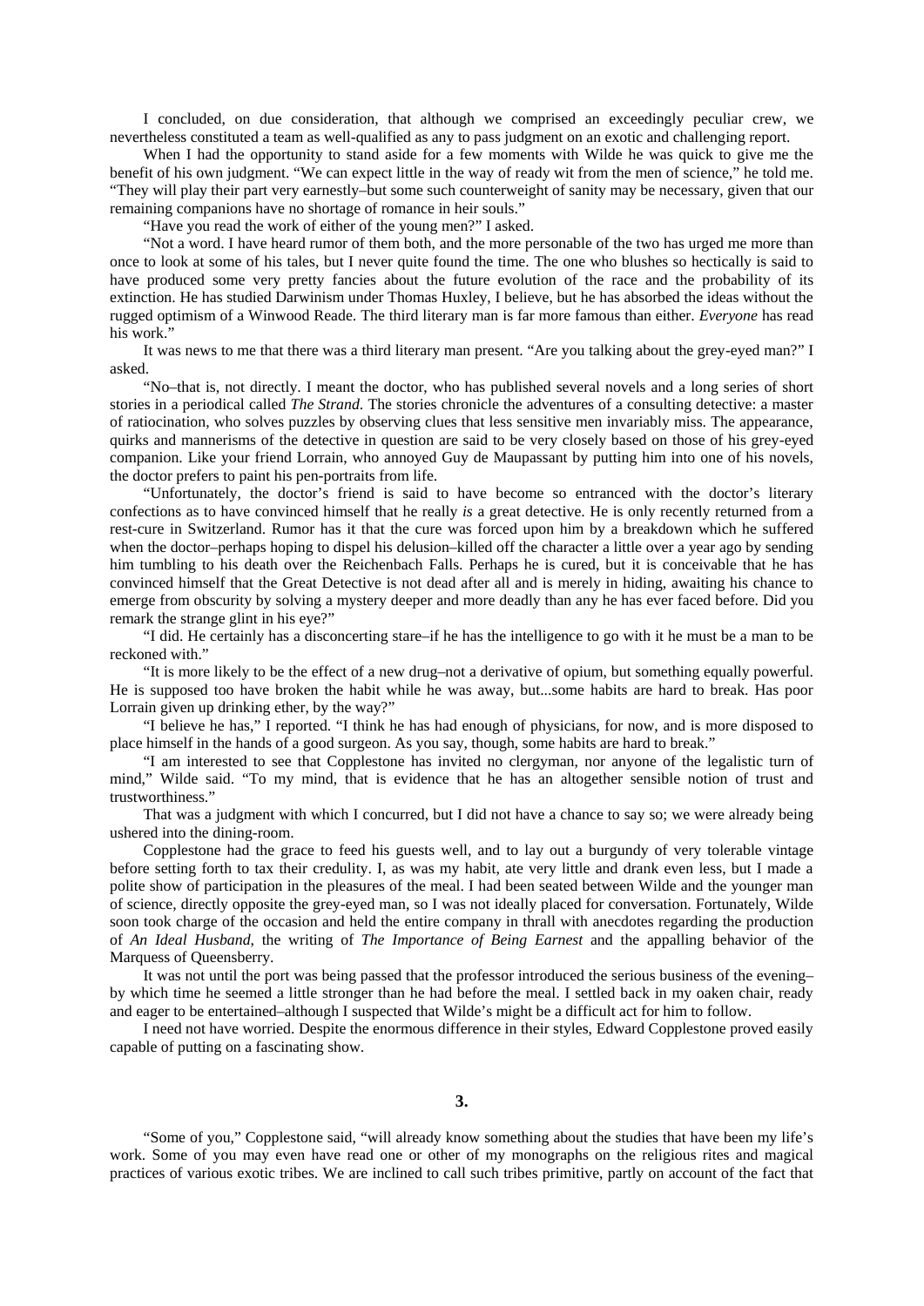I concluded, on due consideration, that although we comprised an exceedingly peculiar crew, we nevertheless constituted a team as well-qualified as any to pass judgment on an exotic and challenging report.

When I had the opportunity to stand aside for a few moments with Wilde he was quick to give me the benefit of his own judgment. "We can expect little in the way of ready wit from the men of science," he told me. "They will play their part very earnestly–but some such counterweight of sanity may be necessary, given that our remaining companions have no shortage of romance in heir souls."

"Have you read the work of either of the young men?" I asked.

"Not a word. I have heard rumor of them both, and the more personable of the two has urged me more than once to look at some of his tales, but I never quite found the time. The one who blushes so hectically is said to have produced some very pretty fancies about the future evolution of the race and the probability of its extinction. He has studied Darwinism under Thomas Huxley, I believe, but he has absorbed the ideas without the rugged optimism of a Winwood Reade. The third literary man is far more famous than either. *Everyone* has read his work."

It was news to me that there was a third literary man present. "Are you talking about the grey-eyed man?" I asked.

"No–that is, not directly. I meant the doctor, who has published several novels and a long series of short stories in a periodical called *The Strand*. The stories chronicle the adventures of a consulting detective: a master of ratiocination, who solves puzzles by observing clues that less sensitive men invariably miss. The appearance, quirks and mannerisms of the detective in question are said to be very closely based on those of his grey-eyed companion. Like your friend Lorrain, who annoyed Guy de Maupassant by putting him into one of his novels, the doctor prefers to paint his pen-portraits from life.

"Unfortunately, the doctor's friend is said to have become so entranced with the doctor's literary confections as to have convinced himself that he really *is* a great detective. He is only recently returned from a rest-cure in Switzerland. Rumor has it that the cure was forced upon him by a breakdown which he suffered when the doctor–perhaps hoping to dispel his delusion–killed off the character a little over a year ago by sending him tumbling to his death over the Reichenbach Falls. Perhaps he is cured, but it is conceivable that he has convinced himself that the Great Detective is not dead after all and is merely in hiding, awaiting his chance to emerge from obscurity by solving a mystery deeper and more deadly than any he has ever faced before. Did you remark the strange glint in his eye?"

"I did. He certainly has a disconcerting stare–if he has the intelligence to go with it he must be a man to be reckoned with."

"It is more likely to be the effect of a new drug–not a derivative of opium, but something equally powerful. He is supposed too have broken the habit while he was away, but...some habits are hard to break. Has poor Lorrain given up drinking ether, by the way?"

"I believe he has," I reported. "I think he has had enough of physicians, for now, and is more disposed to place himself in the hands of a good surgeon. As you say, though, some habits are hard to break."

"I am interested to see that Copplestone has invited no clergyman, nor anyone of the legalistic turn of mind," Wilde said. "To my mind, that is evidence that he has an altogether sensible notion of trust and trustworthiness."

That was a judgment with which I concurred, but I did not have a chance to say so; we were already being ushered into the dining-room.

Copplestone had the grace to feed his guests well, and to lay out a burgundy of very tolerable vintage before setting forth to tax their credulity. I, as was my habit, ate very little and drank even less, but I made a polite show of participation in the pleasures of the meal. I had been seated between Wilde and the younger man of science, directly opposite the grey-eyed man, so I was not ideally placed for conversation. Fortunately, Wilde soon took charge of the occasion and held the entire company in thrall with anecdotes regarding the production of *An Ideal Husband*, the writing of *The Importance of Being Earnest* and the appalling behavior of the Marquess of Queensberry.

It was not until the port was being passed that the professor introduced the serious business of the evening–by which time he seemed a little stronger than he had before the meal. I settled back in my oaken chair, ready and eager to be entertained–although I suspected that Wilde's might be a difficult act for him to follow.

I need not have worried. Despite the enormous difference in their styles, Edward Copplestone proved easily capable of putting on a fascinating show.

## 3.

"Some of you," Copplestone said, "will already know something about the studies that have been my life's work. Some of you may even have read one or other of my monographs on the religious rites and magical practices of various exotic tribes. We are inclined to call such tribes primitive, partly on account of the fact that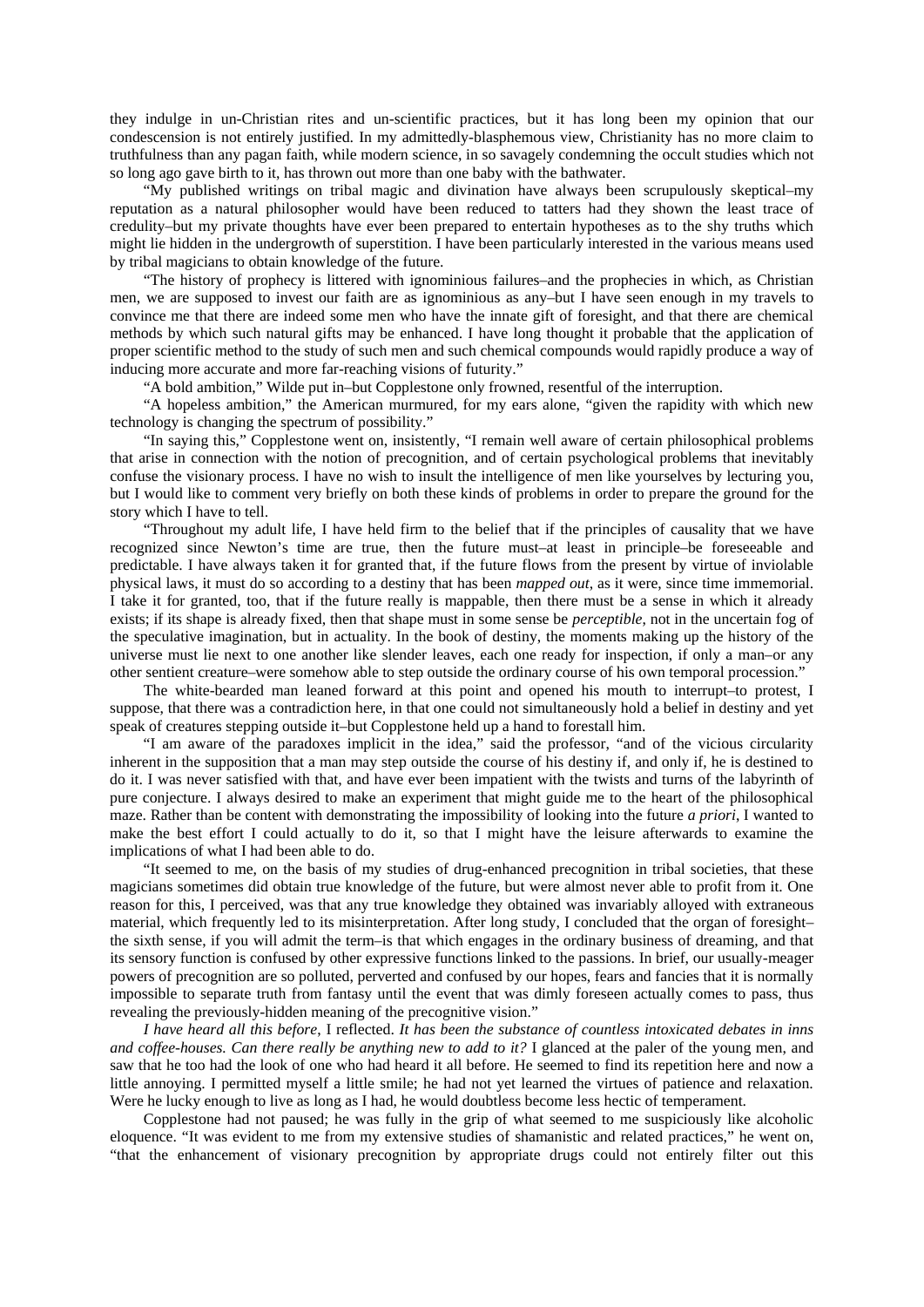they indulge in un-Christian rites and un-scientific practices, but it has long been my opinion that our condescension is not entirely justified. In my admittedly-blasphemous view, Christianity has no more claim to truthfulness than any pagan faith, while modern science, in so savagely condemning the occult studies which not so long ago gave birth to it, has thrown out more than one baby with the bathwater.

"My published writings on tribal magic and divination have always been scrupulously skeptical–my reputation as a natural philosopher would have been reduced to tatters had they shown the least trace of credulity–but my private thoughts have ever been prepared to entertain hypotheses as to the shy truths which might lie hidden in the undergrowth of superstition. I have been particularly interested in the various means used by tribal magicians to obtain knowledge of the future.

"The history of prophecy is littered with ignominious failures–and the prophecies in which, as Christian men, we are supposed to invest our faith are as ignominious as any–but I have seen enough in my travels to convince me that there are indeed some men who have the innate gift of foresight, and that there are chemical methods by which such natural gifts may be enhanced. I have long thought it probable that the application of proper scientific method to the study of such men and such chemical compounds would rapidly produce a way of inducing more accurate and more far-reaching visions of futurity."

"A bold ambition," Wilde put in–but Copplestone only frowned, resentful of the interruption.

"A hopeless ambition," the American murmured, for my ears alone, "given the rapidity with which new technology is changing the spectrum of possibility."

"In saying this," Copplestone went on, insistently, "I remain well aware of certain philosophical problems that arise in connection with the notion of precognition, and of certain psychological problems that inevitably confuse the visionary process. I have no wish to insult the intelligence of men like yourselves by lecturing you, but I would like to comment very briefly on both these kinds of problems in order to prepare the ground for the story which I have to tell.

"Throughout my adult life, I have held firm to the belief that if the principles of causality that we have recognized since Newton's time are true, then the future must–at least in principle–be foreseeable and predictable. I have always taken it for granted that, if the future flows from the present by virtue of inviolable physical laws, it must do so according to a destiny that has been *mapped out*, as it were, since time immemorial. I take it for granted, too, that if the future really is mappable, then there must be a sense in which it already exists; if its shape is already fixed, then that shape must in some sense be *perceptible*, not in the uncertain fog of the speculative imagination, but in actuality. In the book of destiny, the moments making up the history of the universe must lie next to one another like slender leaves, each one ready for inspection, if only a man–or any other sentient creature–were somehow able to step outside the ordinary course of his own temporal procession."

The white-bearded man leaned forward at this point and opened his mouth to interrupt–to protest, I suppose, that there was a contradiction here, in that one could not simultaneously hold a belief in destiny and yet speak of creatures stepping outside it–but Copplestone held up a hand to forestall him.

"I am aware of the paradoxes implicit in the idea," said the professor, "and of the vicious circularity inherent in the supposition that a man may step outside the course of his destiny if, and only if, he is destined to do it. I was never satisfied with that, and have ever been impatient with the twists and turns of the labyrinth of pure conjecture. I always desired to make an experiment that might guide me to the heart of the philosophical maze. Rather than be content with demonstrating the impossibility of looking into the future *a priori*, I wanted to make the best effort I could actually to do it, so that I might have the leisure afterwards to examine the implications of what I had been able to do.

"It seemed to me, on the basis of my studies of drug-enhanced precognition in tribal societies, that these magicians sometimes did obtain true knowledge of the future, but were almost never able to profit from it. One reason for this, I perceived, was that any true knowledge they obtained was invariably alloyed with extraneous material, which frequently led to its misinterpretation. After long study, I concluded that the organ of foresight–the sixth sense, if you will admit the term–is that which engages in the ordinary business of dreaming, and that its sensory function is confused by other expressive functions linked to the passions. In brief, our usually-meager powers of precognition are so polluted, perverted and confused by our hopes, fears and fancies that it is normally impossible to separate truth from fantasy until the event that was dimly foreseen actually comes to pass, thus revealing the previously-hidden meaning of the precognitive vision."

*I have heard all this before*, I reflected. *It has been the substance of countless intoxicated debates in inns and coffee-houses. Can there really be anything new to add to it?* I glanced at the paler of the young men, and saw that he too had the look of one who had heard it all before. He seemed to find its repetition here and now a little annoying. I permitted myself a little smile; he had not yet learned the virtues of patience and relaxation. Were he lucky enough to live as long as I had, he would doubtless become less hectic of temperament.

Copplestone had not paused; he was fully in the grip of what seemed to me suspiciously like alcoholic eloquence. "It was evident to me from my extensive studies of shamanistic and related practices," he went on, "that the enhancement of visionary precognition by appropriate drugs could not entirely filter out this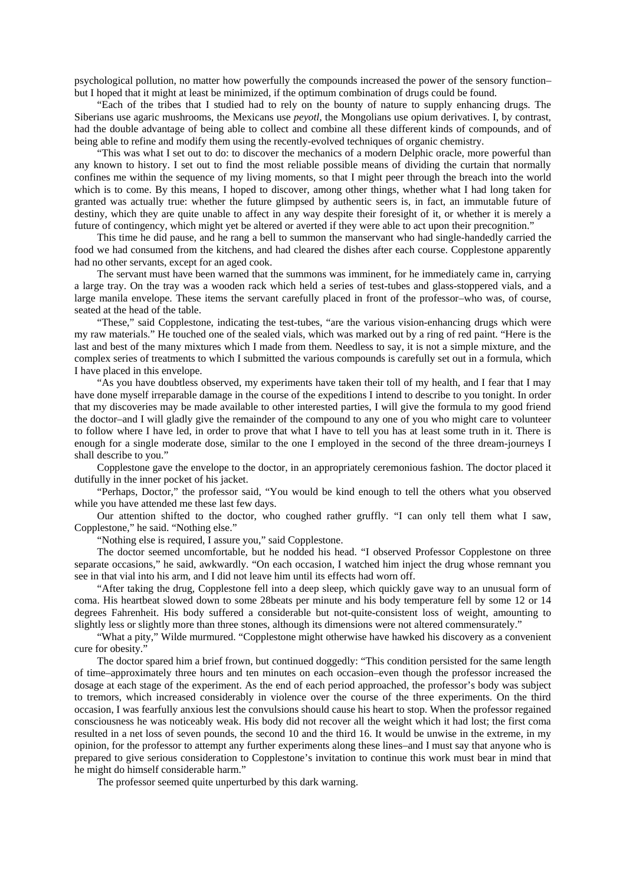psychological pollution, no matter how powerfully the compounds increased the power of the sensory function–but I hoped that it might at least be minimized, if the optimum combination of drugs could be found.

"Each of the tribes that I studied had to rely on the bounty of nature to supply enhancing drugs. The Siberians use agaric mushrooms, the Mexicans use *peyotl*, the Mongolians use opium derivatives. I, by contrast, had the double advantage of being able to collect and combine all these different kinds of compounds, and of being able to refine and modify them using the recently-evolved techniques of organic chemistry.

"This was what I set out to do: to discover the mechanics of a modern Delphic oracle, more powerful than any known to history. I set out to find the most reliable possible means of dividing the curtain that normally confines me within the sequence of my living moments, so that I might peer through the breach into the world which is to come. By this means, I hoped to discover, among other things, whether what I had long taken for granted was actually true: whether the future glimpsed by authentic seers is, in fact, an immutable future of destiny, which they are quite unable to affect in any way despite their foresight of it, or whether it is merely a future of contingency, which might yet be altered or averted if they were able to act upon their precognition."

This time he did pause, and he rang a bell to summon the manservant who had single-handedly carried the food we had consumed from the kitchens, and had cleared the dishes after each course. Copplestone apparently had no other servants, except for an aged cook.

The servant must have been warned that the summons was imminent, for he immediately came in, carrying a large tray. On the tray was a wooden rack which held a series of test-tubes and glass-stoppered vials, and a large manila envelope. These items the servant carefully placed in front of the professor–who was, of course, seated at the head of the table.

"These," said Copplestone, indicating the test-tubes, "are the various vision-enhancing drugs which were my raw materials." He touched one of the sealed vials, which was marked out by a ring of red paint. "Here is the last and best of the many mixtures which I made from them. Needless to say, it is not a simple mixture, and the complex series of treatments to which I submitted the various compounds is carefully set out in a formula, which I have placed in this envelope.

"As you have doubtless observed, my experiments have taken their toll of my health, and I fear that I may have done myself irreparable damage in the course of the expeditions I intend to describe to you tonight. In order that my discoveries may be made available to other interested parties, I will give the formula to my good friend the doctor–and I will gladly give the remainder of the compound to any one of you who might care to volunteer to follow where I have led, in order to prove that what I have to tell you has at least some truth in it. There is enough for a single moderate dose, similar to the one I employed in the second of the three dream-journeys I shall describe to you."

Copplestone gave the envelope to the doctor, in an appropriately ceremonious fashion. The doctor placed it dutifully in the inner pocket of his jacket.

"Perhaps, Doctor," the professor said, "You would be kind enough to tell the others what you observed while you have attended me these last few days.

Our attention shifted to the doctor, who coughed rather gruffly. "I can only tell them what I saw, Copplestone," he said. "Nothing else."

"Nothing else is required, I assure you," said Copplestone.

The doctor seemed uncomfortable, but he nodded his head. "I observed Professor Copplestone on three separate occasions," he said, awkwardly. "On each occasion, I watched him inject the drug whose remnant you see in that vial into his arm, and I did not leave him until its effects had worn off.

"After taking the drug, Copplestone fell into a deep sleep, which quickly gave way to an unusual form of coma. His heartbeat slowed down to some 28beats per minute and his body temperature fell by some 12 or 14 degrees Fahrenheit. His body suffered a considerable but not-quite-consistent loss of weight, amounting to slightly less or slightly more than three stones, although its dimensions were not altered commensurately."

"What a pity," Wilde murmured. "Copplestone might otherwise have hawked his discovery as a convenient cure for obesity."

The doctor spared him a brief frown, but continued doggedly: "This condition persisted for the same length of time–approximately three hours and ten minutes on each occasion–even though the professor increased the dosage at each stage of the experiment. As the end of each period approached, the professor's body was subject to tremors, which increased considerably in violence over the course of the three experiments. On the third occasion, I was fearfully anxious lest the convulsions should cause his heart to stop. When the professor regained consciousness he was noticeably weak. His body did not recover all the weight which it had lost; the first coma resulted in a net loss of seven pounds, the second 10 and the third 16. It would be unwise in the extreme, in my opinion, for the professor to attempt any further experiments along these lines–and I must say that anyone who is prepared to give serious consideration to Copplestone's invitation to continue this work must bear in mind that he might do himself considerable harm."

The professor seemed quite unperturbed by this dark warning.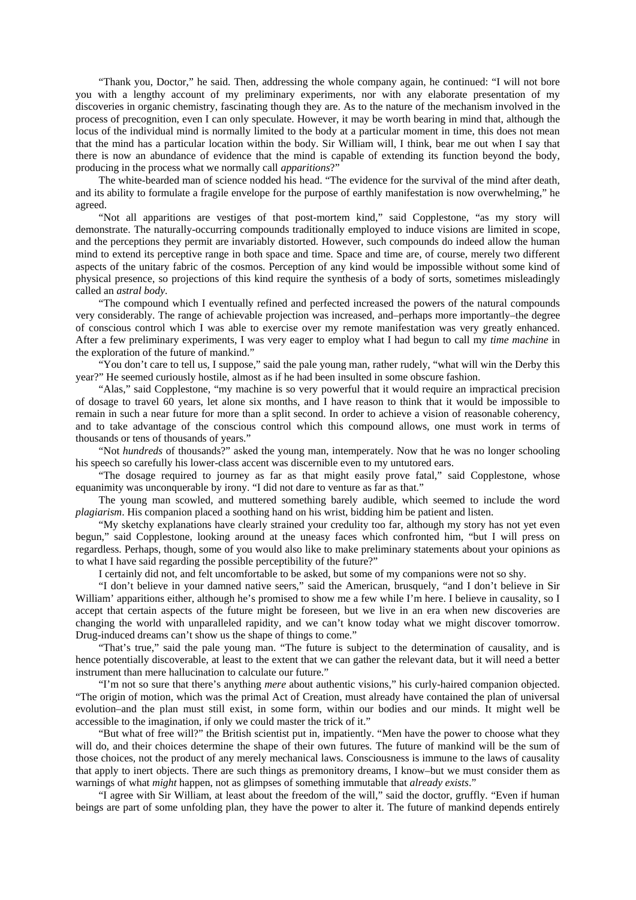"Thank you, Doctor," he said. Then, addressing the whole company again, he continued: "I will not bore you with a lengthy account of my preliminary experiments, nor with any elaborate presentation of my discoveries in organic chemistry, fascinating though they are. As to the nature of the mechanism involved in the process of precognition, even I can only speculate. However, it may be worth bearing in mind that, although the locus of the individual mind is normally limited to the body at a particular moment in time, this does not mean that the mind has a particular location within the body. Sir William will, I think, bear me out when I say that there is now an abundance of evidence that the mind is capable of extending its function beyond the body, producing in the process what we normally call *apparitions*?"

The white-bearded man of science nodded his head. "The evidence for the survival of the mind after death, and its ability to formulate a fragile envelope for the purpose of earthly manifestation is now overwhelming," he agreed.

"Not all apparitions are vestiges of that post-mortem kind," said Copplestone, "as my story will demonstrate. The naturally-occurring compounds traditionally employed to induce visions are limited in scope, and the perceptions they permit are invariably distorted. However, such compounds do indeed allow the human mind to extend its perceptive range in both space and time. Space and time are, of course, merely two different aspects of the unitary fabric of the cosmos. Perception of any kind would be impossible without some kind of physical presence, so projections of this kind require the synthesis of a body of sorts, sometimes misleadingly called an *astral body*.

"The compound which I eventually refined and perfected increased the powers of the natural compounds very considerably. The range of achievable projection was increased, and–perhaps more importantly–the degree of conscious control which I was able to exercise over my remote manifestation was very greatly enhanced. After a few preliminary experiments, I was very eager to employ what I had begun to call my *time machine* in the exploration of the future of mankind."

"You don't care to tell us, I suppose," said the pale young man, rather rudely, "what will win the Derby this year?" He seemed curiously hostile, almost as if he had been insulted in some obscure fashion.

"Alas," said Copplestone, "my machine is so very powerful that it would require an impractical precision of dosage to travel 60 years, let alone six months, and I have reason to think that it would be impossible to remain in such a near future for more than a split second. In order to achieve a vision of reasonable coherency, and to take advantage of the conscious control which this compound allows, one must work in terms of thousands or tens of thousands of years."

"Not *hundreds* of thousands?" asked the young man, intemperately. Now that he was no longer schooling his speech so carefully his lower-class accent was discernible even to my untutored ears.

"The dosage required to journey as far as that might easily prove fatal," said Copplestone, whose equanimity was unconquerable by irony. "I did not dare to venture as far as that."

The young man scowled, and muttered something barely audible, which seemed to include the word *plagiarism*. His companion placed a soothing hand on his wrist, bidding him be patient and listen.

"My sketchy explanations have clearly strained your credulity too far, although my story has not yet even begun," said Copplestone, looking around at the uneasy faces which confronted him, "but I will press on regardless. Perhaps, though, some of you would also like to make preliminary statements about your opinions as to what I have said regarding the possible perceptibility of the future?"

I certainly did not, and felt uncomfortable to be asked, but some of my companions were not so shy.

"I don't believe in your damned native seers," said the American, brusquely, "and I don't believe in Sir William' apparitions either, although he's promised to show me a few while I'm here. I believe in causality, so I accept that certain aspects of the future might be foreseen, but we live in an era when new discoveries are changing the world with unparalleled rapidity, and we can't know today what we might discover tomorrow. Drug-induced dreams can't show us the shape of things to come."

"That's true," said the pale young man. "The future is subject to the determination of causality, and is hence potentially discoverable, at least to the extent that we can gather the relevant data, but it will need a better instrument than mere hallucination to calculate our future."

"I'm not so sure that there's anything *mere* about authentic visions," his curly-haired companion objected. "The origin of motion, which was the primal Act of Creation, must already have contained the plan of universal evolution–and the plan must still exist, in some form, within our bodies and our minds. It might well be accessible to the imagination, if only we could master the trick of it."

"But what of free will?" the British scientist put in, impatiently. "Men have the power to choose what they will do, and their choices determine the shape of their own futures. The future of mankind will be the sum of those choices, not the product of any merely mechanical laws. Consciousness is immune to the laws of causality that apply to inert objects. There are such things as premonitory dreams, I know–but we must consider them as warnings of what *might* happen, not as glimpses of something immutable that *already exists*."

"I agree with Sir William, at least about the freedom of the will," said the doctor, gruffly. "Even if human beings are part of some unfolding plan, they have the power to alter it. The future of mankind depends entirely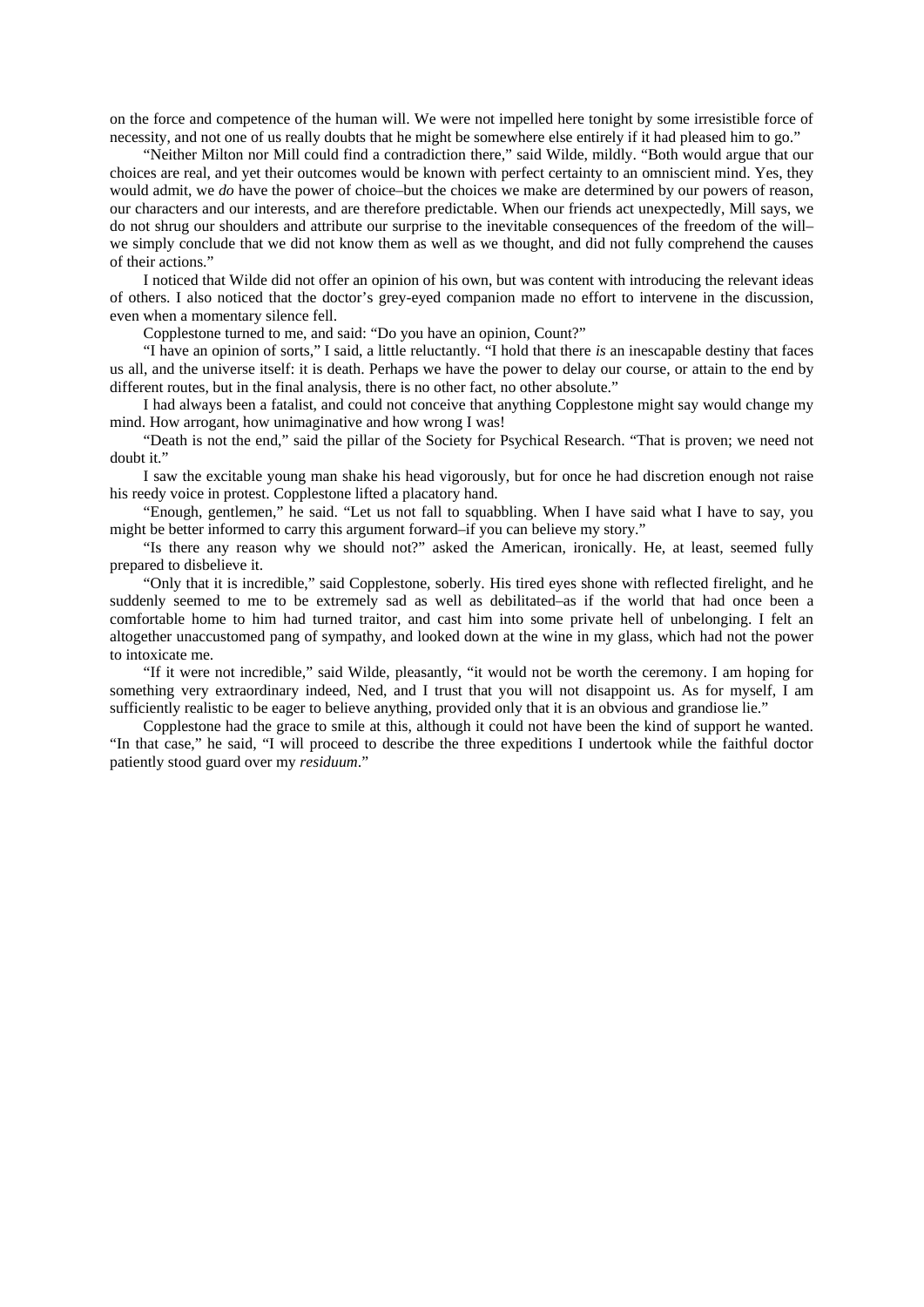on the force and competence of the human will. We were not impelled here tonight by some irresistible force of necessity, and not one of us really doubts that he might be somewhere else entirely if it had pleased him to go."

"Neither Milton nor Mill could find a contradiction there," said Wilde, mildly. "Both would argue that our choices are real, and yet their outcomes would be known with perfect certainty to an omniscient mind. Yes, they would admit, we *do* have the power of choice–but the choices we make are determined by our powers of reason, our characters and our interests, and are therefore predictable. When our friends act unexpectedly, Mill says, we do not shrug our shoulders and attribute our surprise to the inevitable consequences of the freedom of the will–we simply conclude that we did not know them as well as we thought, and did not fully comprehend the causes of their actions."

I noticed that Wilde did not offer an opinion of his own, but was content with introducing the relevant ideas of others. I also noticed that the doctor's grey-eyed companion made no effort to intervene in the discussion, even when a momentary silence fell.

Copplestone turned to me, and said: "Do you have an opinion, Count?"

"I have an opinion of sorts," I said, a little reluctantly. "I hold that there *is* an inescapable destiny that faces us all, and the universe itself: it is death. Perhaps we have the power to delay our course, or attain to the end by different routes, but in the final analysis, there is no other fact, no other absolute."

I had always been a fatalist, and could not conceive that anything Copplestone might say would change my mind. How arrogant, how unimaginative and how wrong I was!

"Death is not the end," said the pillar of the Society for Psychical Research. "That is proven; we need not doubt it."

I saw the excitable young man shake his head vigorously, but for once he had discretion enough not raise his reedy voice in protest. Copplestone lifted a placatory hand.

"Enough, gentlemen," he said. "Let us not fall to squabbling. When I have said what I have to say, you might be better informed to carry this argument forward–if you can believe my story."

"Is there any reason why we should not?" asked the American, ironically. He, at least, seemed fully prepared to disbelieve it.

"Only that it is incredible," said Copplestone, soberly. His tired eyes shone with reflected firelight, and he suddenly seemed to me to be extremely sad as well as debilitated–as if the world that had once been a comfortable home to him had turned traitor, and cast him into some private hell of unbelonging. I felt an altogether unaccustomed pang of sympathy, and looked down at the wine in my glass, which had not the power to intoxicate me.

"If it were not incredible," said Wilde, pleasantly, "it would not be worth the ceremony. I am hoping for something very extraordinary indeed, Ned, and I trust that you will not disappoint us. As for myself, I am sufficiently realistic to be eager to believe anything, provided only that it is an obvious and grandiose lie."

Copplestone had the grace to smile at this, although it could not have been the kind of support he wanted. "In that case," he said, "I will proceed to describe the three expeditions I undertook while the faithful doctor patiently stood guard over my *residuum*."